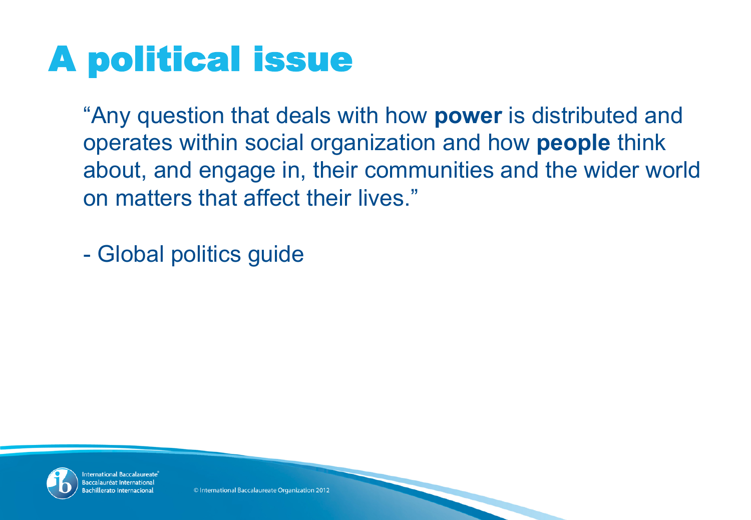# A political issue

"Any question that deals with how **power** is distributed and operates within social organization and how **people** think about, and engage in, their communities and the wider world on matters that affect their lives."

- Global politics guide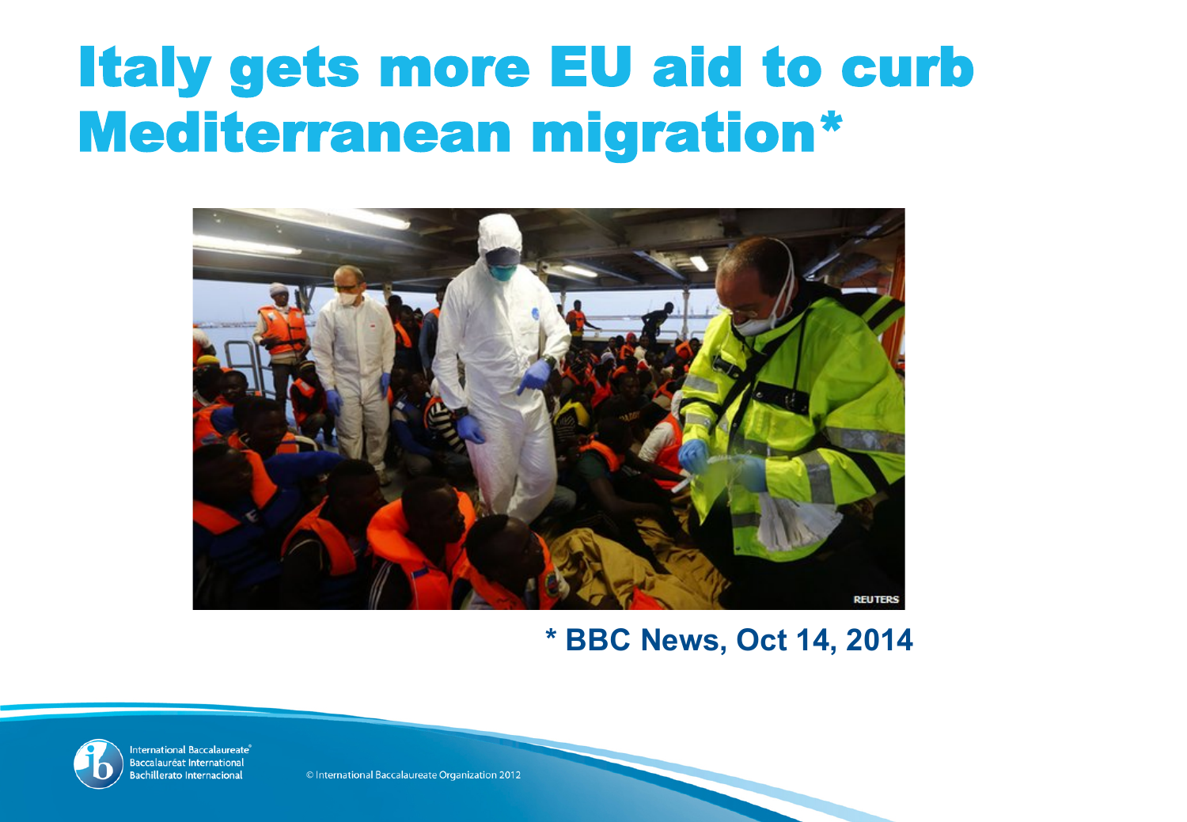# Italy gets more EU aid to curb Mediterranean migration*

* BBC News, Oct 14, 2014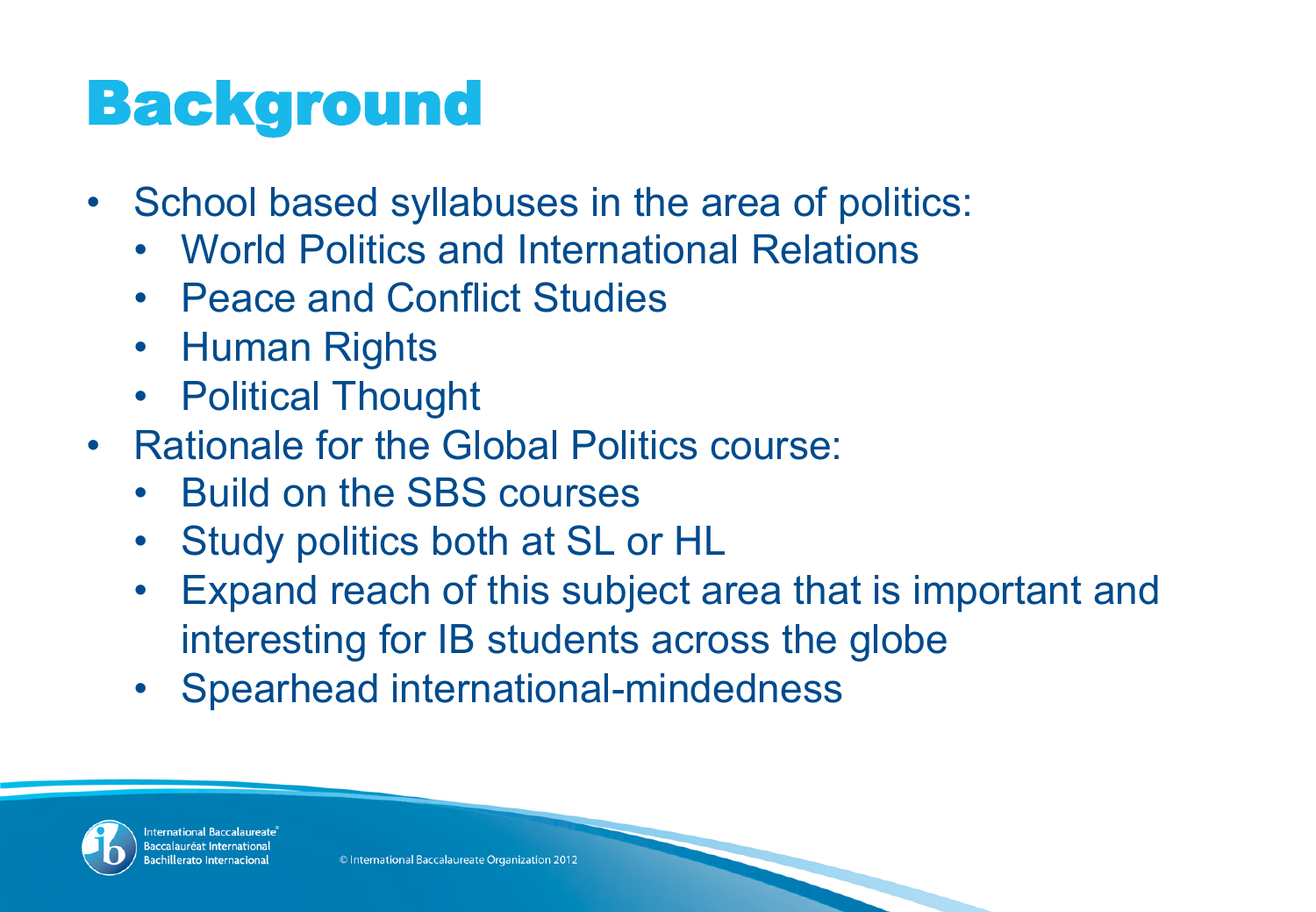# Background

- School based syllabuses in the area of politics:
  - World Politics and International Relations
  - Peace and Conflict Studies
  - Human Rights
  - Political Thought
- Rationale for the Global Politics course:
  - Build on the SBS courses
  - Study politics both at SL or HL
  - Expand reach of this subject area that is important and interesting for IB students across the globe
  - Spearhead international-mindedness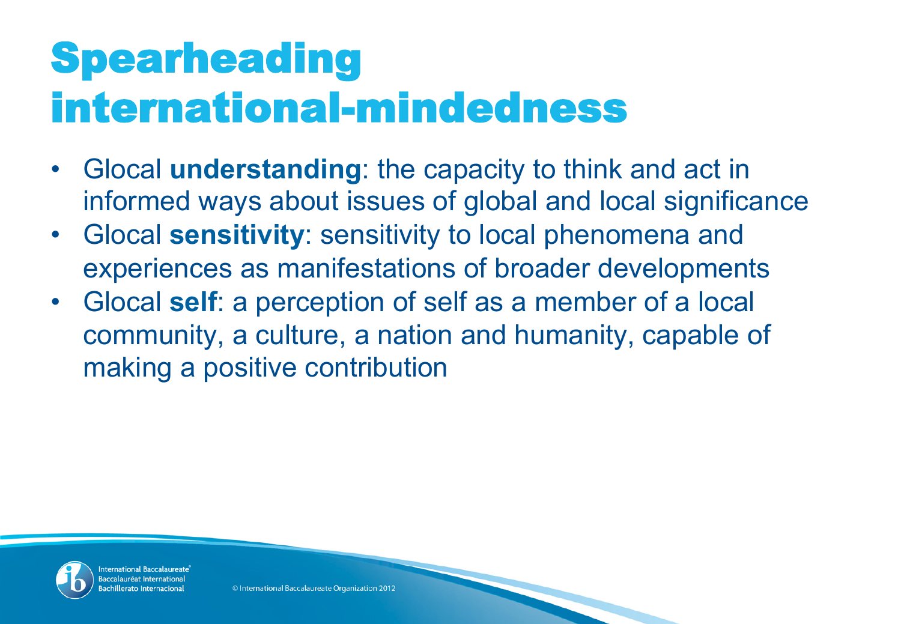# Spearheading international-mindedness

- Glocal **understanding**: the capacity to think and act in informed ways about issues of global and local significance
- Glocal **sensitivity**: sensitivity to local phenomena and experiences as manifestations of broader developments
- Glocal **self**: a perception of self as a member of a local community, a culture, a nation and humanity, capable of making a positive contribution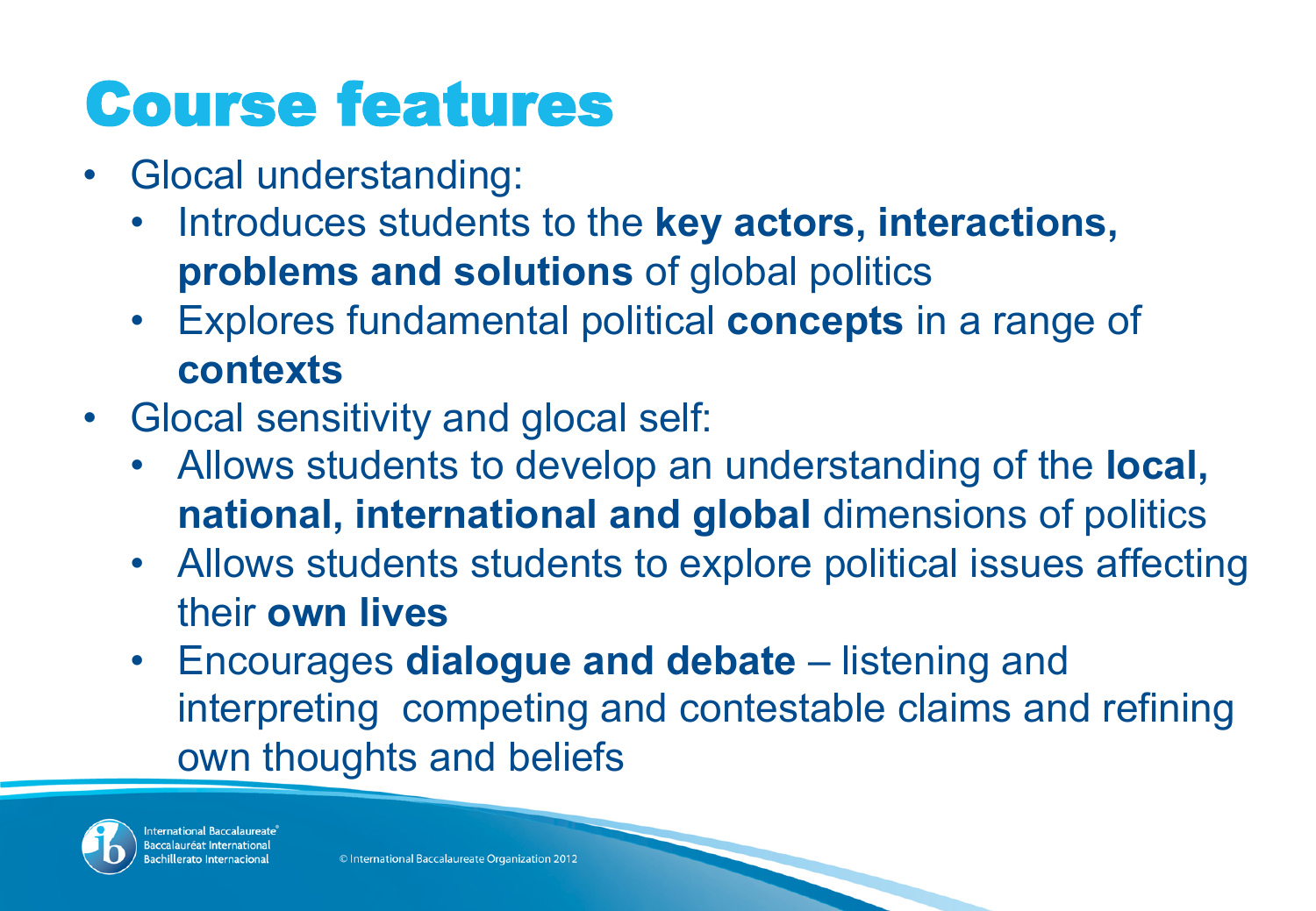# Course features

- Glocal understanding:
  - Introduces students to the **key actors, interactions, problems and solutions** of global politics
  - Explores fundamental political **concepts** in a range of **contexts**
- Glocal sensitivity and glocal self:
  - Allows students to develop an understanding of the **local, national, international and global** dimensions of politics
  - Allows students students to explore political issues affecting their **own lives**
  - Encourages **dialogue and debate** – listening and interpreting competing and contestable claims and refining own thoughts and beliefs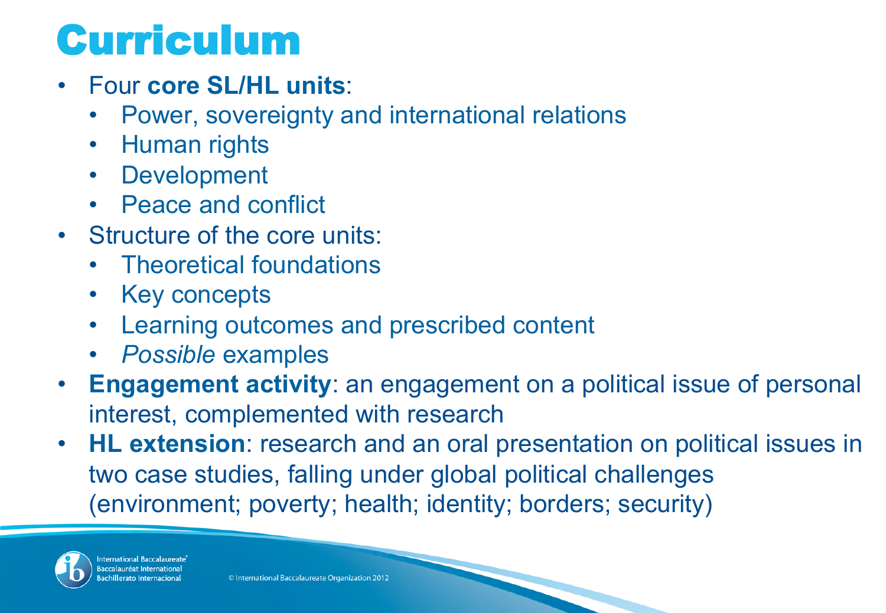# Curriculum

- Four **core SL/HL units**:
  - Power, sovereignty and international relations
  - Human rights
  - Development
  - Peace and conflict
- Structure of the core units:
  - Theoretical foundations
  - Key concepts
  - Learning outcomes and prescribed content
  - *Possible* examples
- **Engagement activity**: an engagement on a political issue of personal interest, complemented with research
- **HL extension**: research and an oral presentation on political issues in two case studies, falling under global political challenges (environment; poverty; health; identity; borders; security)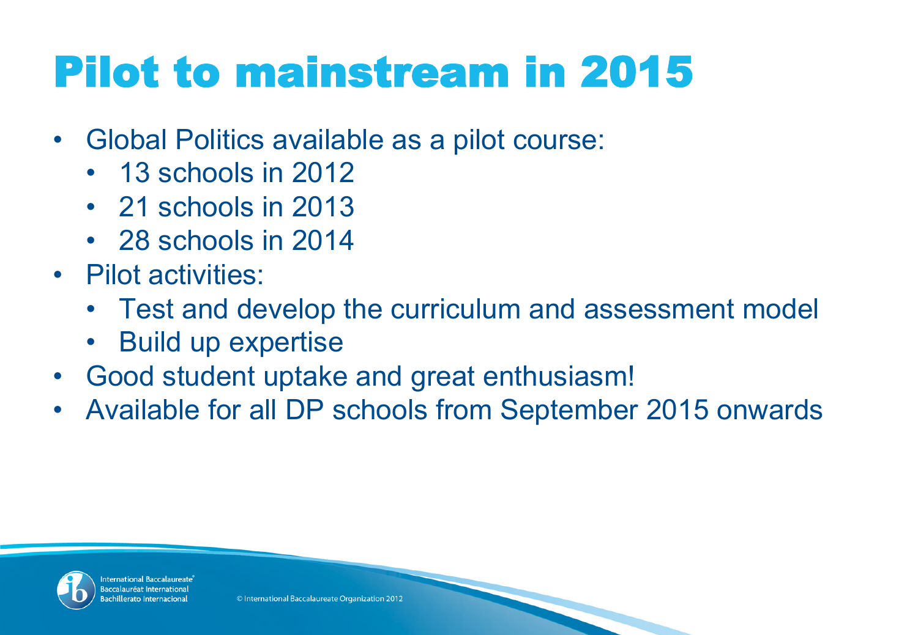# Pilot to mainstream in 2015

- Global Politics available as a pilot course:
  - 13 schools in 2012
  - 21 schools in 2013
  - 28 schools in 2014
- Pilot activities:
  - Test and develop the curriculum and assessment model
  - Build up expertise
- Good student uptake and great enthusiasm!
- Available for all DP schools from September 2015 onwards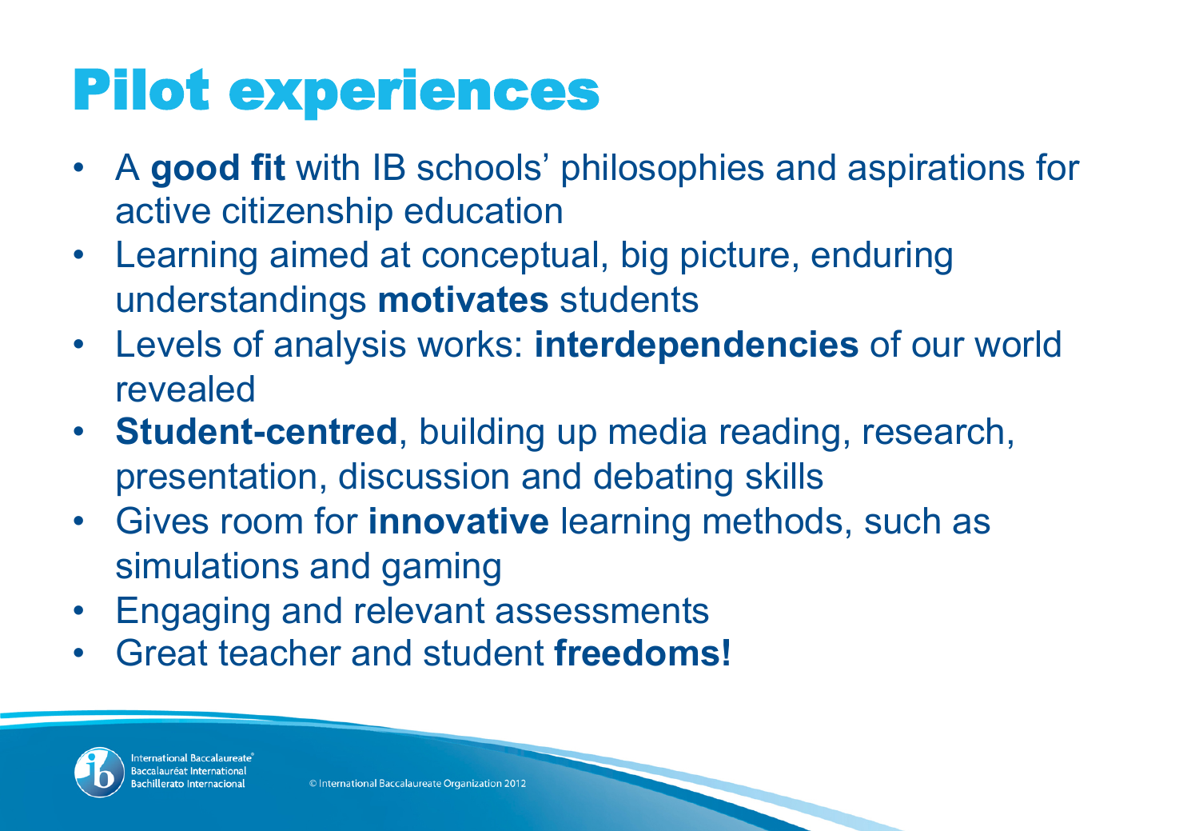# Pilot experiences

- A **good fit** with IB schools' philosophies and aspirations for active citizenship education
- Learning aimed at conceptual, big picture, enduring understandings **motivates** students
- Levels of analysis works: **interdependencies** of our world revealed
- **Student-centred**, building up media reading, research, presentation, discussion and debating skills
- Gives room for **innovative** learning methods, such as simulations and gaming
- Engaging and relevant assessments
- Great teacher and student **freedoms!**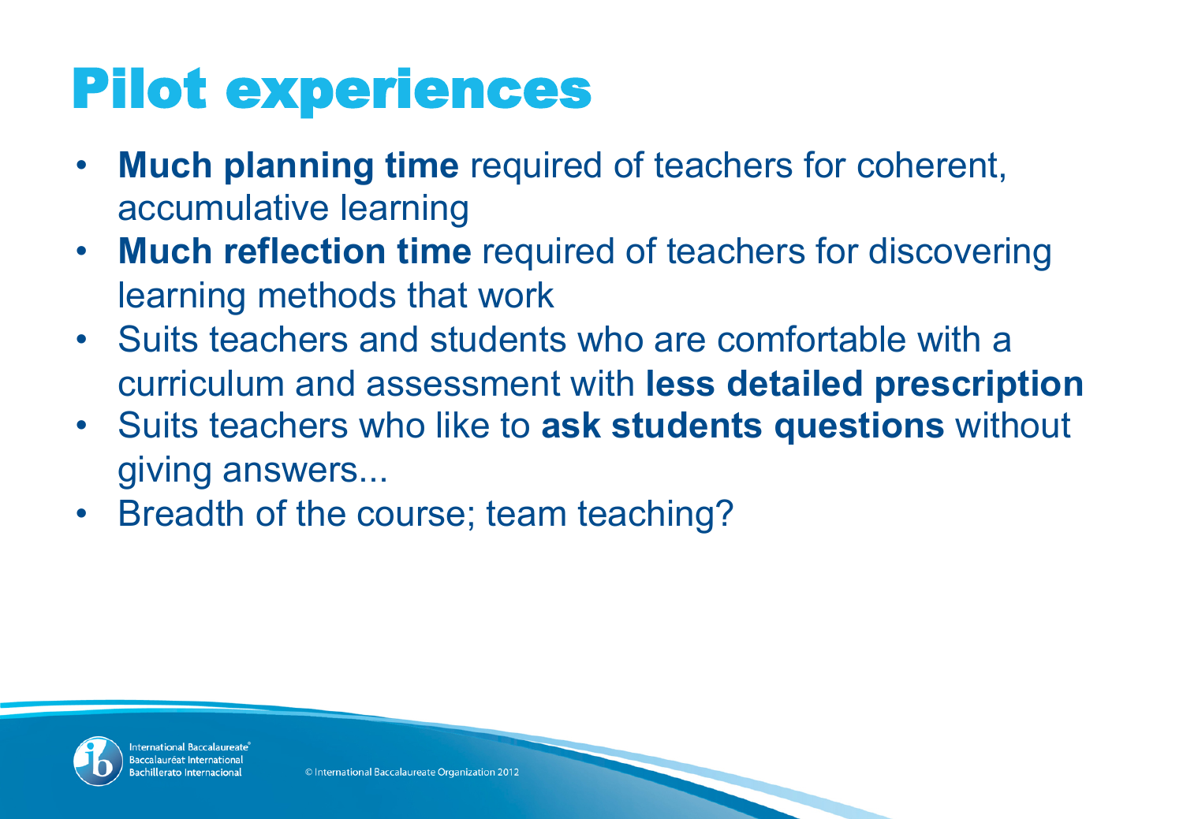# Pilot experiences

- **Much planning time** required of teachers for coherent, accumulative learning
- **Much reflection time** required of teachers for discovering learning methods that work
- Suits teachers and students who are comfortable with a curriculum and assessment with **less detailed prescription**
- Suits teachers who like to **ask students questions** without giving answers...
- Breadth of the course; team teaching?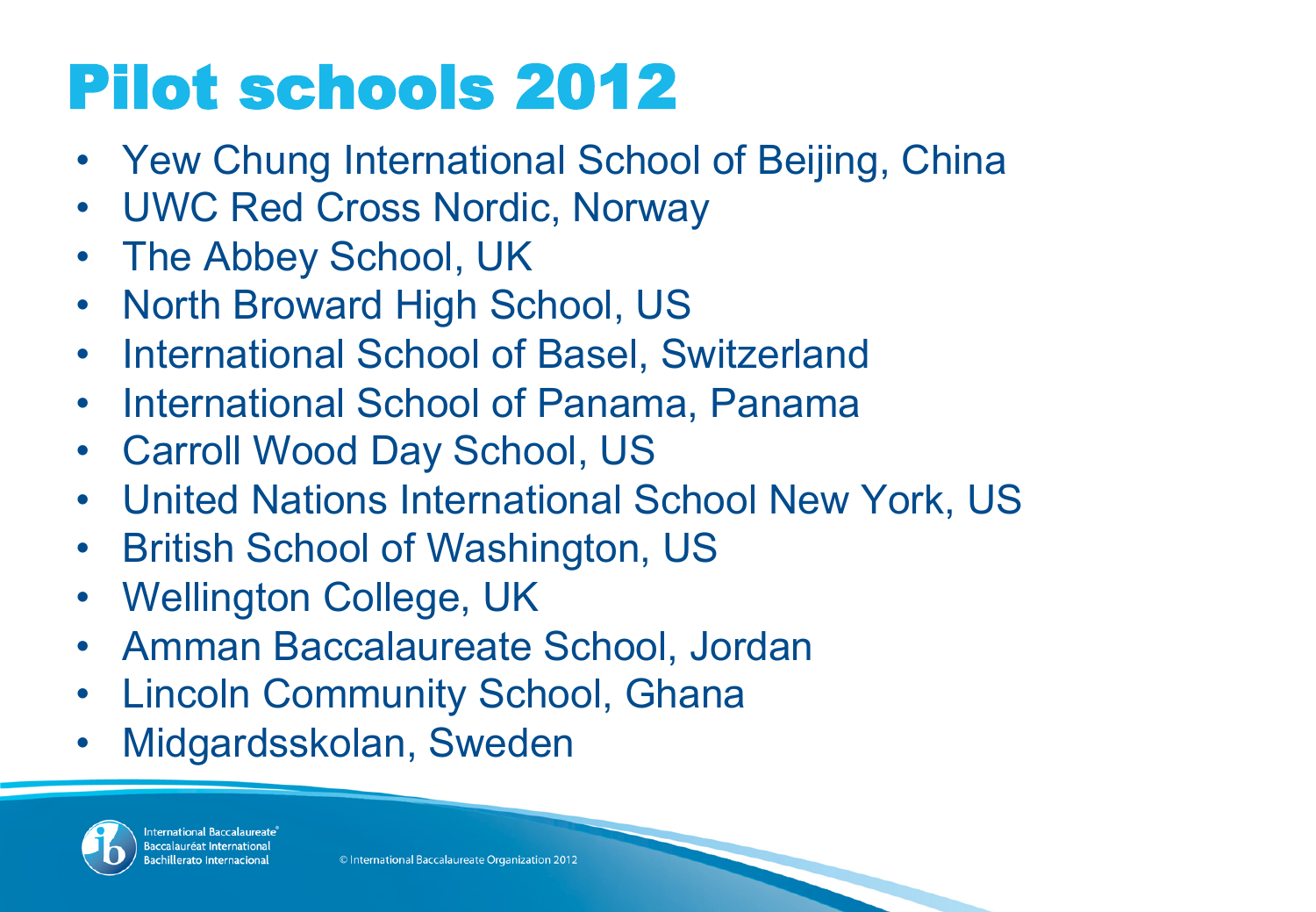# Pilot schools 2012

- Yew Chung International School of Beijing, China
- UWC Red Cross Nordic, Norway
- The Abbey School, UK
- North Broward High School, US
- International School of Basel, Switzerland
- International School of Panama, Panama
- Carroll Wood Day School, US
- United Nations International School New York, US
- British School of Washington, US
- Wellington College, UK
- Amman Baccalaureate School, Jordan
- Lincoln Community School, Ghana
- Midgardsskolan, Sweden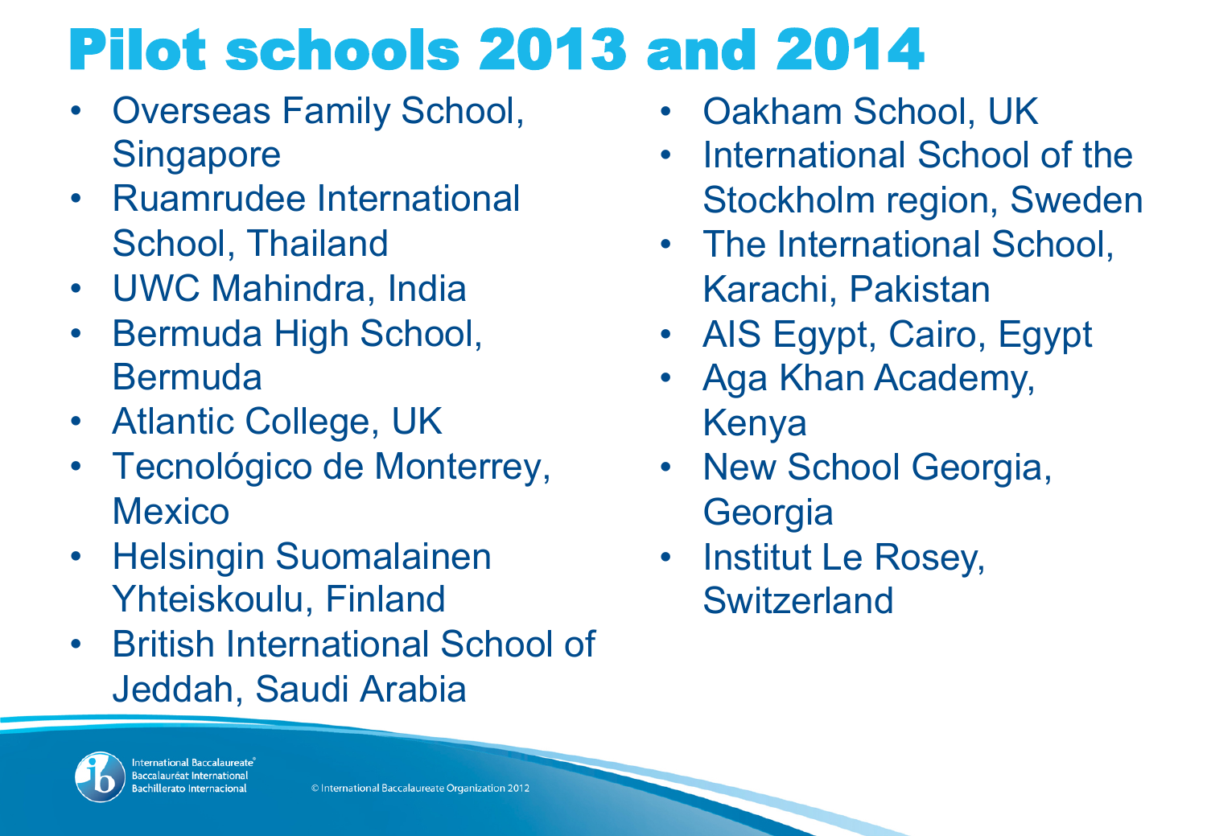# Pilot schools 2013 and 2014

- Overseas Family School, Singapore
- Ruamrudee International School, Thailand
- UWC Mahindra, India
- Bermuda High School, Bermuda
- Atlantic College, UK
- Tecnológico de Monterrey, Mexico
- Helsingin Suomalainen Yhteiskoulu, Finland
- British International School of Jeddah, Saudi Arabia
- Oakham School, UK
- International School of the Stockholm region, Sweden
- The International School, Karachi, Pakistan
- AIS Egypt, Cairo, Egypt
- Aga Khan Academy, Kenya
- New School Georgia, Georgia
- Institut Le Rosey, Switzerland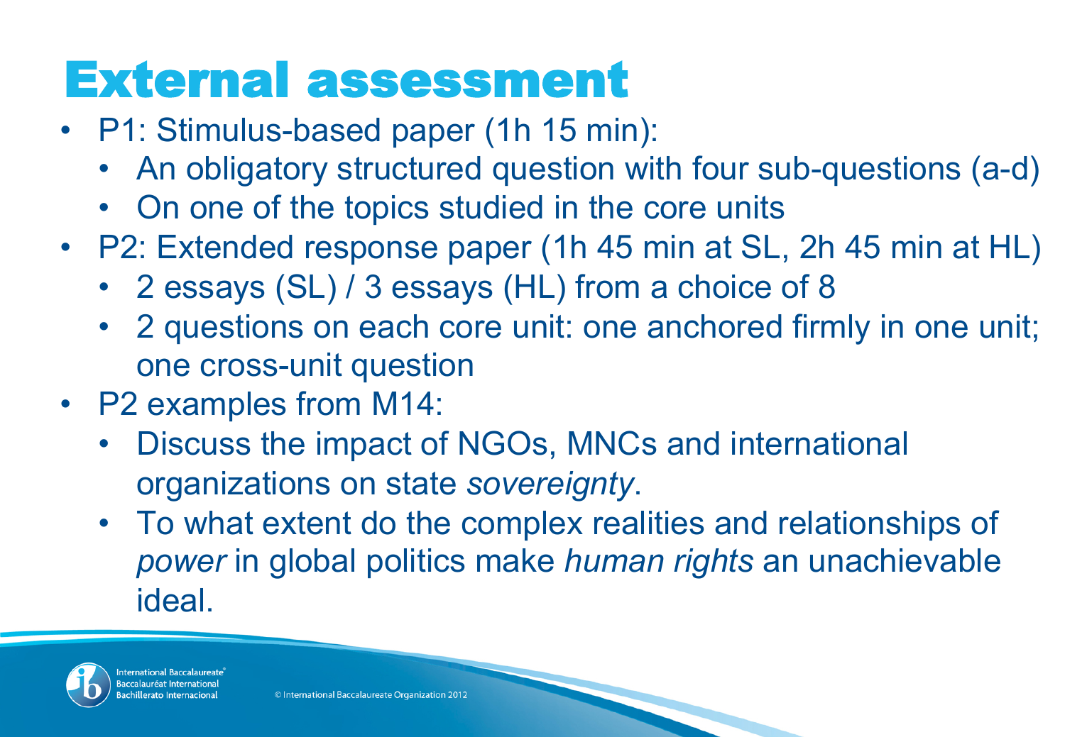# External assessment

- P1: Stimulus-based paper (1h 15 min):
  - An obligatory structured question with four sub-questions (a-d)
  - On one of the topics studied in the core units
- P2: Extended response paper (1h 45 min at SL, 2h 45 min at HL)
  - 2 essays (SL) / 3 essays (HL) from a choice of 8
  - 2 questions on each core unit: one anchored firmly in one unit; one cross-unit question
- P2 examples from M14:
  - Discuss the impact of NGOs, MNCs and international organizations on state *sovereignty*.
  - To what extent do the complex realities and relationships of *power* in global politics make *human rights* an unachievable ideal.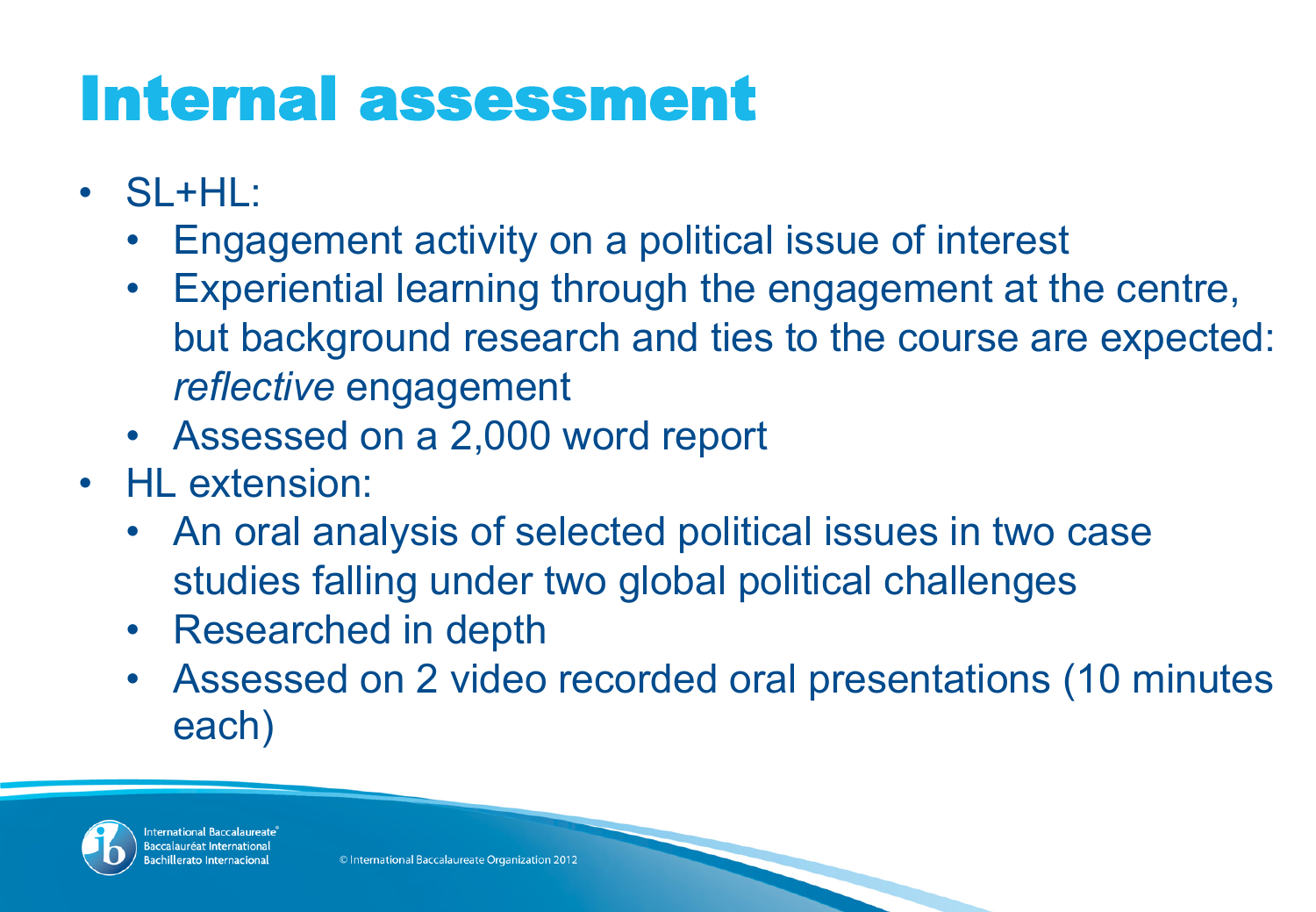# Internal assessment

- SL+HL:
  - Engagement activity on a political issue of interest
  - Experiential learning through the engagement at the centre, but background research and ties to the course are expected: *reflective* engagement
  - Assessed on a 2,000 word report
- HL extension:
  - An oral analysis of selected political issues in two case studies falling under two global political challenges
  - Researched in depth
  - Assessed on 2 video recorded oral presentations (10 minutes each)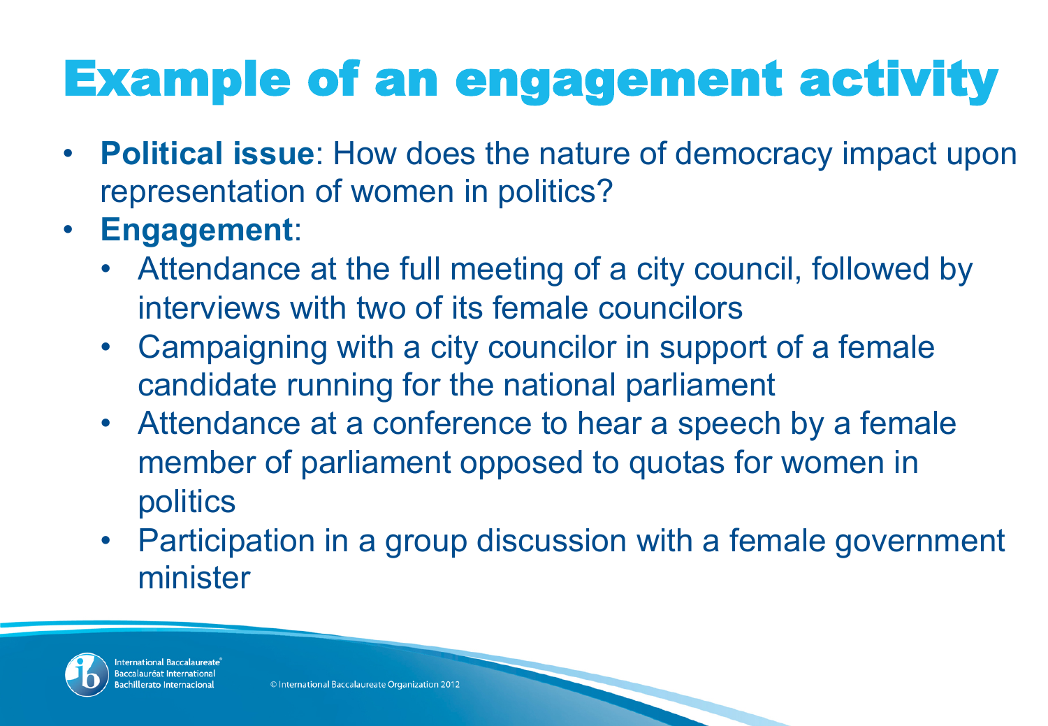# Example of an engagement activity

- **Political issue**: How does the nature of democracy impact upon representation of women in politics?
- **Engagement**:
  - Attendance at the full meeting of a city council, followed by interviews with two of its female councilors
  - Campaigning with a city councilor in support of a female candidate running for the national parliament
  - Attendance at a conference to hear a speech by a female member of parliament opposed to quotas for women in politics
  - Participation in a group discussion with a female government minister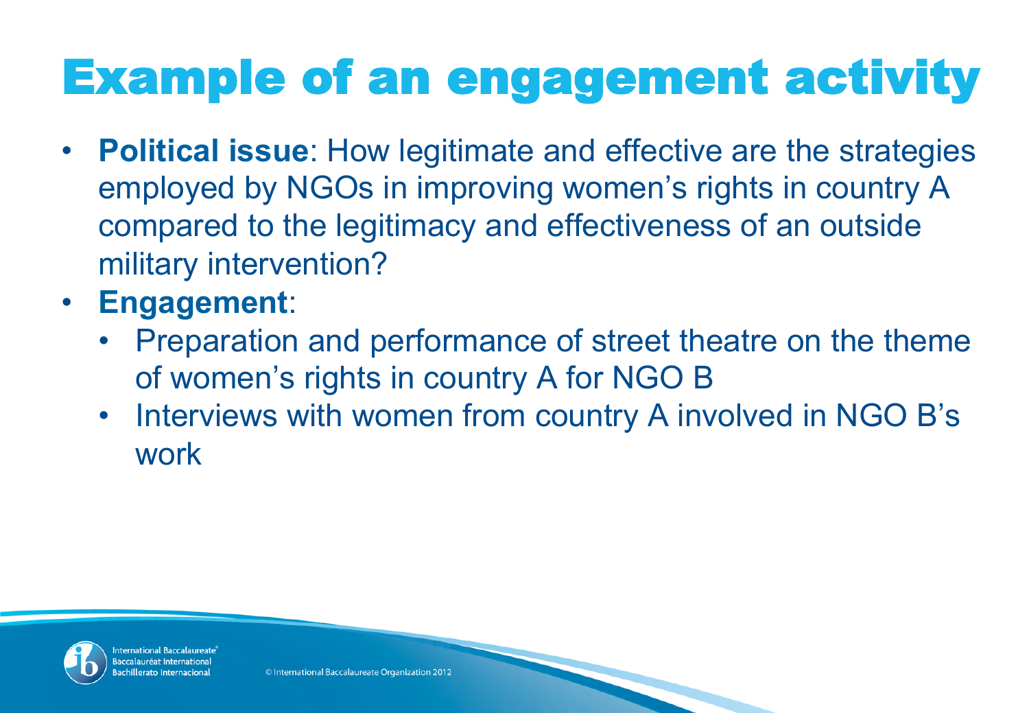# Example of an engagement activity

- **Political issue**: How legitimate and effective are the strategies employed by NGOs in improving women's rights in country A compared to the legitimacy and effectiveness of an outside military intervention?
- **Engagement**:
  - Preparation and performance of street theatre on the theme of women's rights in country A for NGO B
  - Interviews with women from country A involved in NGO B's work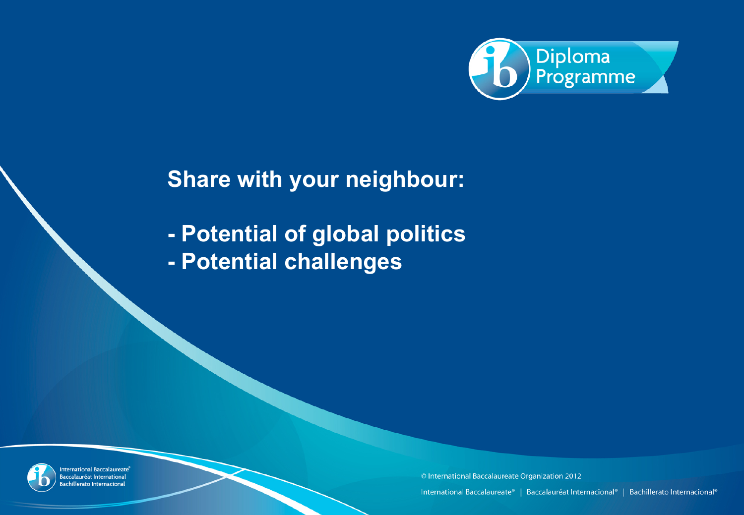## Share with your neighbour:

- Potential of global politics
- Potential challenges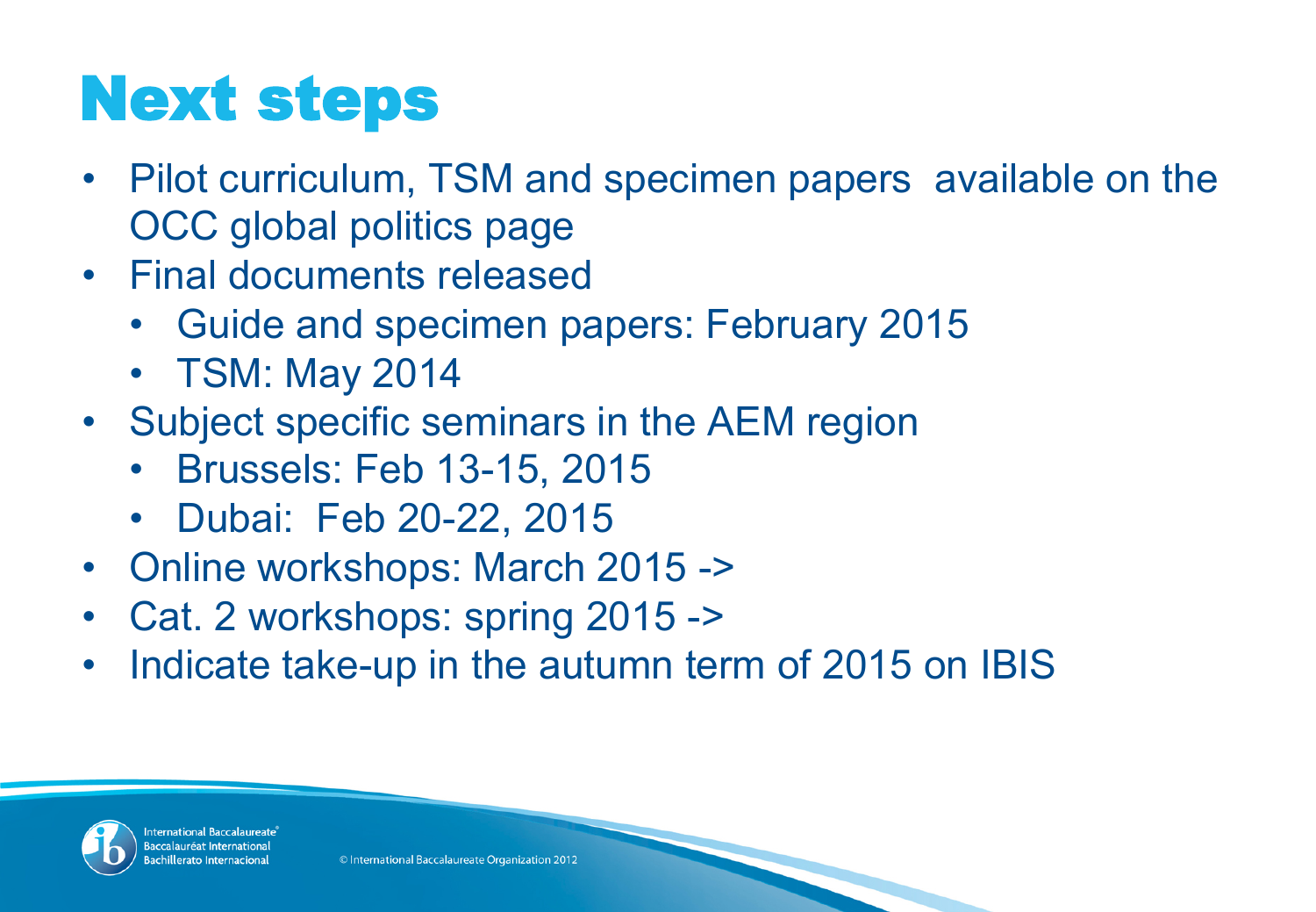# Next steps

- Pilot curriculum, TSM and specimen papers available on the OCC global politics page
- Final documents released
  - Guide and specimen papers: February 2015
  - TSM: May 2014
- Subject specific seminars in the AEM region
  - Brussels: Feb 13-15, 2015
  - Dubai: Feb 20-22, 2015
- Online workshops: March 2015 ->
- Cat. 2 workshops: spring 2015 ->
- Indicate take-up in the autumn term of 2015 on IBIS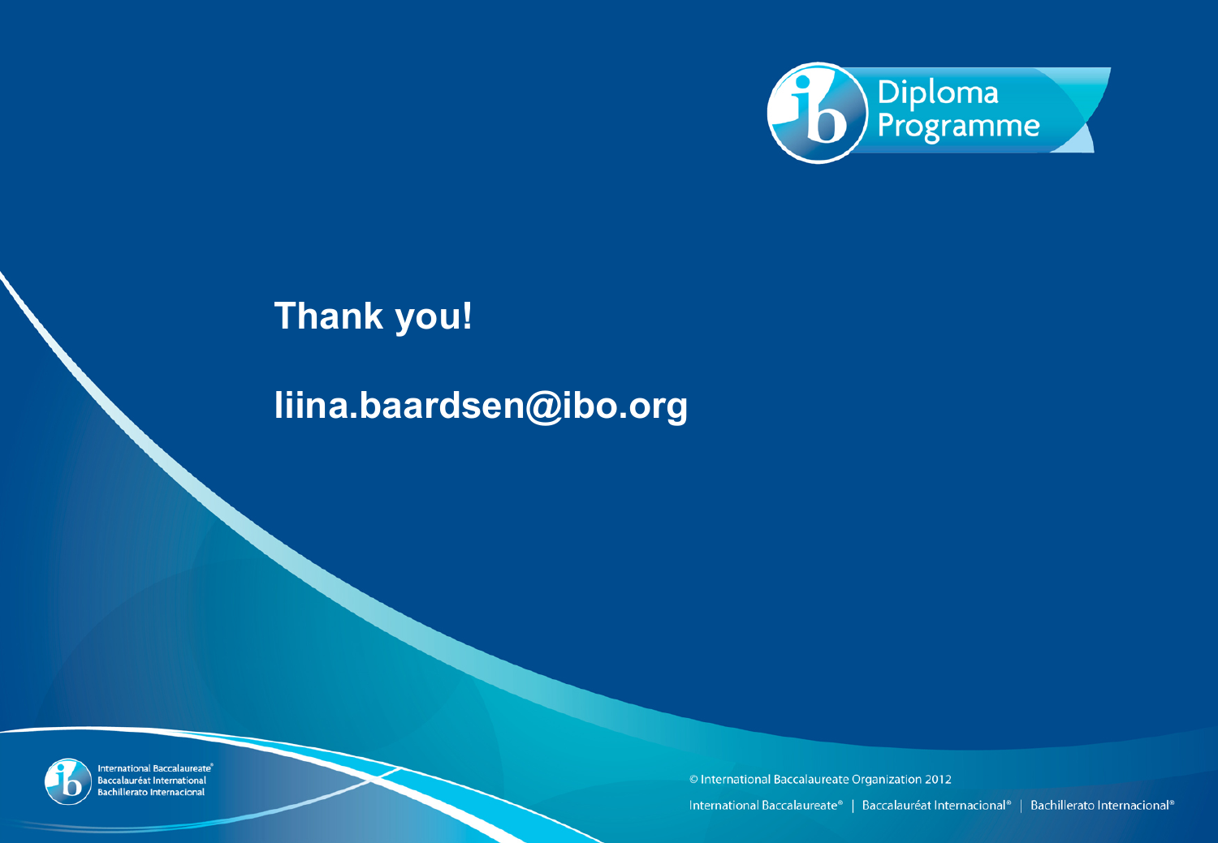Diploma Programme

# Thank you!

**liina.baardsen@ibo.org**

International Baccalaureate®
Baccalauréat International
Bachillerato Internacional

© International Baccalaureate Organization 2012

International Baccalaureate® | Baccalauréat International® | Bachillerato Internacional®